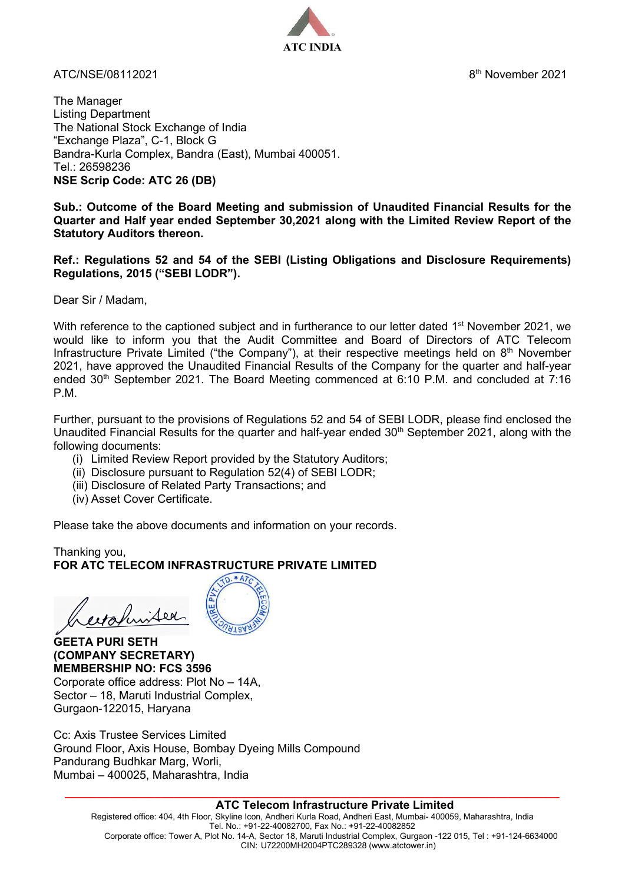ATC INDIA

ATC/NSE/08112021

8th November 2021

The Manager
Listing Department
The National Stock Exchange of India
"Exchange Plaza", C-1, Block G
Bandra-Kurla Complex, Bandra (East), Mumbai 400051.
Tel.: 26598236
**NSE Scrip Code: ATC 26 (DB)**

**Sub.: Outcome of the Board Meeting and submission of Unaudited Financial Results for the Quarter and Half year ended September 30,2021 along with the Limited Review Report of the Statutory Auditors thereon.**

**Ref.: Regulations 52 and 54 of the SEBI (Listing Obligations and Disclosure Requirements) Regulations, 2015 ("SEBI LODR").**

Dear Sir / Madam,

With reference to the captioned subject and in furtherance to our letter dated 1st November 2021, we would like to inform you that the Audit Committee and Board of Directors of ATC Telecom Infrastructure Private Limited ("the Company"), at their respective meetings held on 8th November 2021, have approved the Unaudited Financial Results of the Company for the quarter and half-year ended 30th September 2021. The Board Meeting commenced at 6:10 P.M. and concluded at 7:16 P.M.

Further, pursuant to the provisions of Regulations 52 and 54 of SEBI LODR, please find enclosed the Unaudited Financial Results for the quarter and half-year ended 30th September 2021, along with the following documents:

(i) Limited Review Report provided by the Statutory Auditors;
(ii) Disclosure pursuant to Regulation 52(4) of SEBI LODR;
(iii) Disclosure of Related Party Transactions; and
(iv) Asset Cover Certificate.

Please take the above documents and information on your records.

Thanking you,
**FOR ATC TELECOM INFRASTRUCTURE PRIVATE LIMITED**

**GEETA PURI SETH**
**(COMPANY SECRETARY)**
**MEMBERSHIP NO: FCS 3596**
Corporate office address: Plot No – 14A,
Sector – 18, Maruti Industrial Complex,
Gurgaon-122015, Haryana

Cc: Axis Trustee Services Limited
Ground Floor, Axis House, Bombay Dyeing Mills Compound
Pandurang Budhkar Marg, Worli,
Mumbai – 400025, Maharashtra, India

**ATC Telecom Infrastructure Private Limited**
Registered office: 404, 4th Floor, Skyline Icon, Andheri Kurla Road, Andheri East, Mumbai- 400059, Maharashtra, India
Tel. No.: +91-22-40082700, Fax No.: +91-22-40082852
Corporate office: Tower A, Plot No. 14-A, Sector 18, Maruti Industrial Complex, Gurgaon -122 015, Tel : +91-124-6634000
CIN: U72200MH2004PTC289328 (www.atctower.in)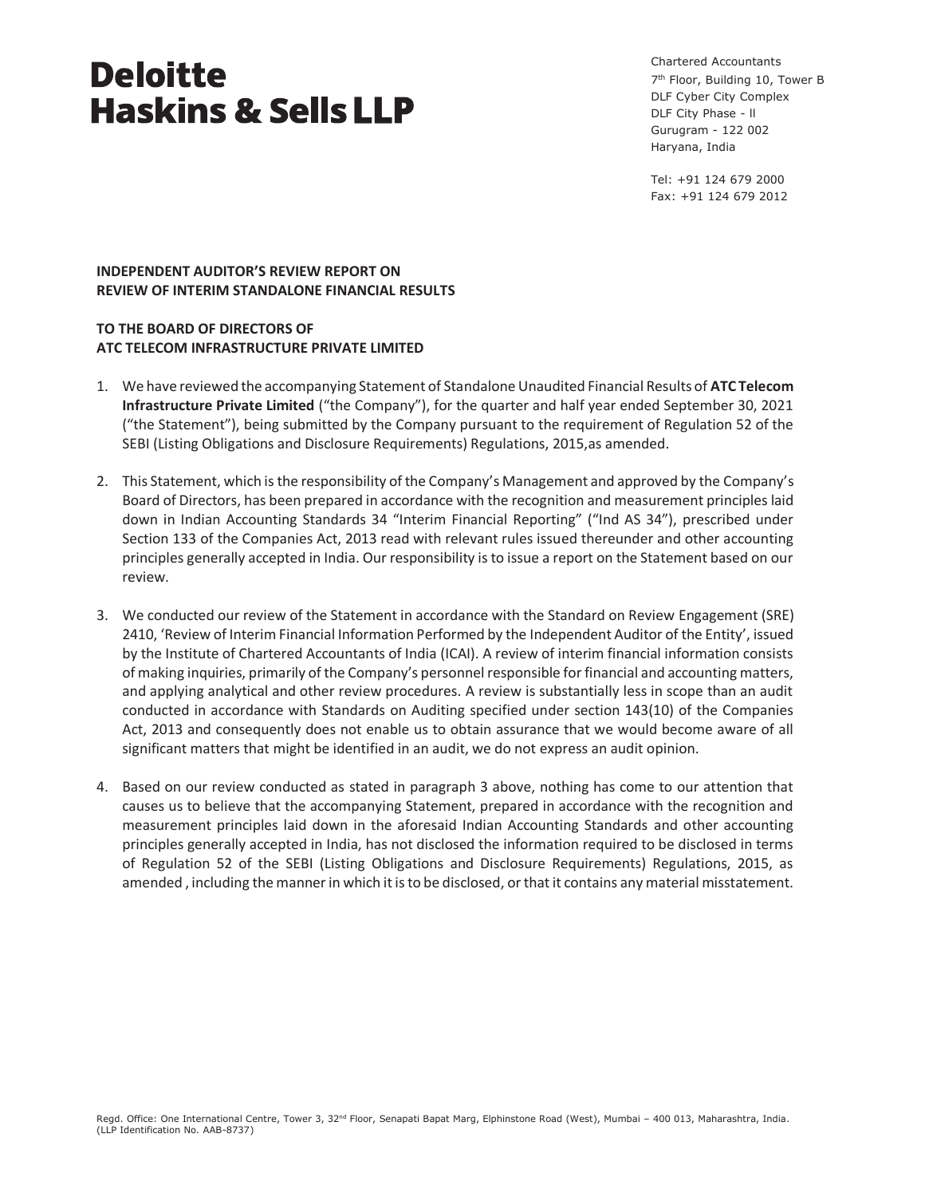# Deloitte Haskins & Sells LLP

Chartered Accountants
7th Floor, Building 10, Tower B
DLF Cyber City Complex
DLF City Phase - ll
Gurugram - 122 002
Haryana, India

Tel: +91 124 679 2000
Fax: +91 124 679 2012

**INDEPENDENT AUDITOR'S REVIEW REPORT ON REVIEW OF INTERIM STANDALONE FINANCIAL RESULTS**

**TO THE BOARD OF DIRECTORS OF ATC TELECOM INFRASTRUCTURE PRIVATE LIMITED**

1. We have reviewed the accompanying Statement of Standalone Unaudited Financial Results of **ATC Telecom Infrastructure Private Limited** ("the Company"), for the quarter and half year ended September 30, 2021 ("the Statement"), being submitted by the Company pursuant to the requirement of Regulation 52 of the SEBI (Listing Obligations and Disclosure Requirements) Regulations, 2015,as amended.

2. This Statement, which is the responsibility of the Company's Management and approved by the Company's Board of Directors, has been prepared in accordance with the recognition and measurement principles laid down in Indian Accounting Standards 34 "Interim Financial Reporting" ("Ind AS 34"), prescribed under Section 133 of the Companies Act, 2013 read with relevant rules issued thereunder and other accounting principles generally accepted in India. Our responsibility is to issue a report on the Statement based on our review.

3. We conducted our review of the Statement in accordance with the Standard on Review Engagement (SRE) 2410, 'Review of Interim Financial Information Performed by the Independent Auditor of the Entity', issued by the Institute of Chartered Accountants of India (ICAI). A review of interim financial information consists of making inquiries, primarily of the Company's personnel responsible for financial and accounting matters, and applying analytical and other review procedures. A review is substantially less in scope than an audit conducted in accordance with Standards on Auditing specified under section 143(10) of the Companies Act, 2013 and consequently does not enable us to obtain assurance that we would become aware of all significant matters that might be identified in an audit, we do not express an audit opinion.

4. Based on our review conducted as stated in paragraph 3 above, nothing has come to our attention that causes us to believe that the accompanying Statement, prepared in accordance with the recognition and measurement principles laid down in the aforesaid Indian Accounting Standards and other accounting principles generally accepted in India, has not disclosed the information required to be disclosed in terms of Regulation 52 of the SEBI (Listing Obligations and Disclosure Requirements) Regulations, 2015, as amended , including the manner in which it is to be disclosed, or that it contains any material misstatement.

Regd. Office: One International Centre, Tower 3, 32nd Floor, Senapati Bapat Marg, Elphinstone Road (West), Mumbai – 400 013, Maharashtra, India. (LLP Identification No. AAB-8737)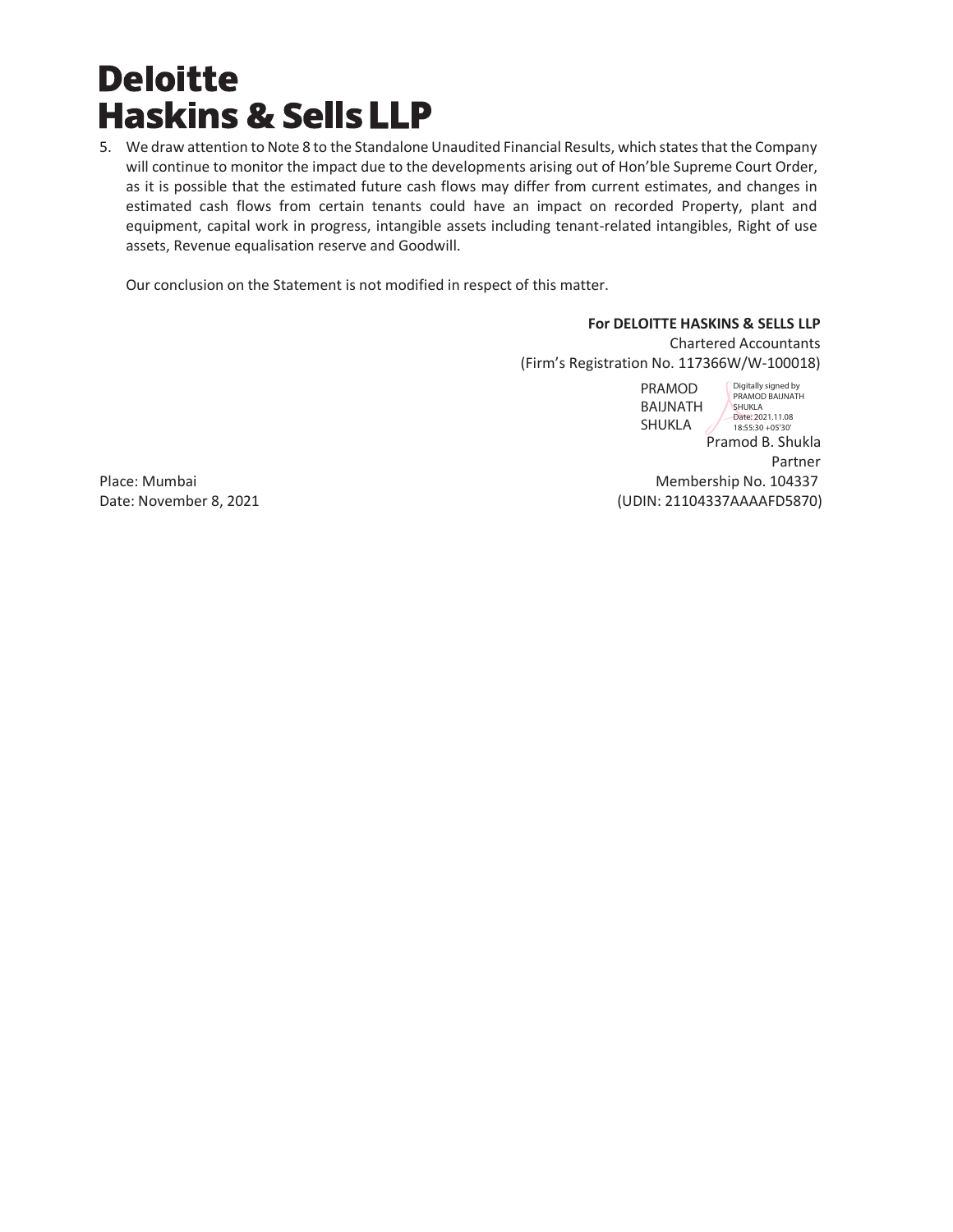# Deloitte
# Haskins & Sells LLP

5. We draw attention to Note 8 to the Standalone Unaudited Financial Results, which states that the Company will continue to monitor the impact due to the developments arising out of Hon'ble Supreme Court Order, as it is possible that the estimated future cash flows may differ from current estimates, and changes in estimated cash flows from certain tenants could have an impact on recorded Property, plant and equipment, capital work in progress, intangible assets including tenant-related intangibles, Right of use assets, Revenue equalisation reserve and Goodwill.

   Our conclusion on the Statement is not modified in respect of this matter.

**For DELOITTE HASKINS & SELLS LLP**
Chartered Accountants
(Firm's Registration No. 117366W/W-100018)

PRAMOD BAIJNATH SHUKLA
Digitally signed by PRAMOD BAIJNATH SHUKLA
Date: 2021.11.08 18:55:30 +05'30'

Pramod B. Shukla
Partner
Membership No. 104337
(UDIN: 21104337AAAAFD5870)

Place: Mumbai
Date: November 8, 2021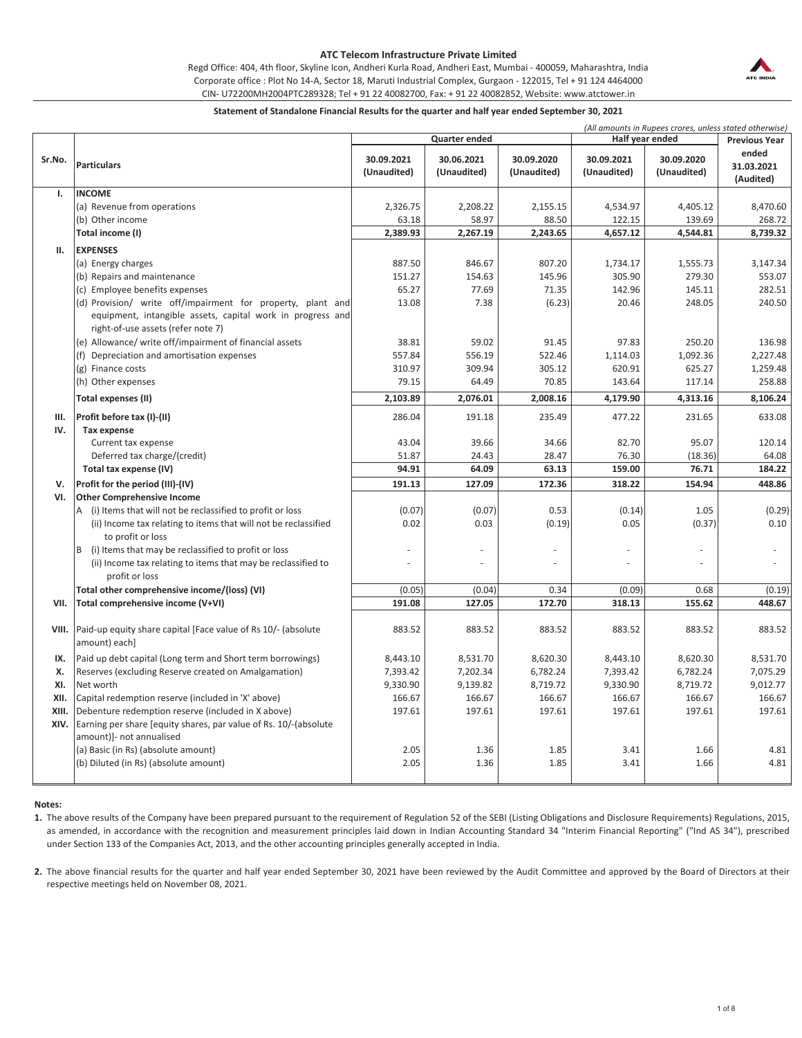**ATC Telecom Infrastructure Private Limited**

Regd Office: 404, 4th floor, Skyline Icon, Andheri Kurla Road, Andheri East, Mumbai - 400059, Maharashtra, India
Corporate office : Plot No 14-A, Sector 18, Maruti Industrial Complex, Gurgaon - 122015, Tel + 91 124 4464000
CIN- U72200MH2004PTC289328; Tel + 91 22 40082700, Fax: + 91 22 40082852, Website: www.atctower.in

**Statement of Standalone Financial Results for the quarter and half year ended September 30, 2021**

*(All amounts in Rupees crores, unless stated otherwise)*

| Sr.No. | Particulars | Quarter ended | | | Half year ended | | Previous Year ended 31.03.2021 (Audited) |
|---|---|---|---|---|---|---|---|
| | | 30.09.2021 (Unaudited) | 30.06.2021 (Unaudited) | 30.09.2020 (Unaudited) | 30.09.2021 (Unaudited) | 30.09.2020 (Unaudited) | |
| I. | **INCOME** | | | | | | |
| | (a) Revenue from operations | 2,326.75 | 2,208.22 | 2,155.15 | 4,534.97 | 4,405.12 | 8,470.60 |
| | (b) Other income | 63.18 | 58.97 | 88.50 | 122.15 | 139.69 | 268.72 |
| | **Total income (I)** | **2,389.93** | **2,267.19** | **2,243.65** | **4,657.12** | **4,544.81** | **8,739.32** |
| II. | **EXPENSES** | | | | | | |
| | (a) Energy charges | 887.50 | 846.67 | 807.20 | 1,734.17 | 1,555.73 | 3,147.34 |
| | (b) Repairs and maintenance | 151.27 | 154.63 | 145.96 | 305.90 | 279.30 | 553.07 |
| | (c) Employee benefits expenses | 65.27 | 77.69 | 71.35 | 142.96 | 145.11 | 282.51 |
| | (d) Provision/ write off/impairment for property, plant and equipment, intangible assets, capital work in progress and right-of-use assets (refer note 7) | 13.08 | 7.38 | (6.23) | 20.46 | 248.05 | 240.50 |
| | (e) Allowance/ write off/impairment of financial assets | 38.81 | 59.02 | 91.45 | 97.83 | 250.20 | 136.98 |
| | (f) Depreciation and amortisation expenses | 557.84 | 556.19 | 522.46 | 1,114.03 | 1,092.36 | 2,227.48 |
| | (g) Finance costs | 310.97 | 309.94 | 305.12 | 620.91 | 625.27 | 1,259.48 |
| | (h) Other expenses | 79.15 | 64.49 | 70.85 | 143.64 | 117.14 | 258.88 |
| | **Total expenses (II)** | **2,103.89** | **2,076.01** | **2,008.16** | **4,179.90** | **4,313.16** | **8,106.24** |
| III. | **Profit before tax (I)-(II)** | 286.04 | 191.18 | 235.49 | 477.22 | 231.65 | 633.08 |
| IV. | **Tax expense** | | | | | | |
| | Current tax expense | 43.04 | 39.66 | 34.66 | 82.70 | 95.07 | 120.14 |
| | Deferred tax charge/(credit) | 51.87 | 24.43 | 28.47 | 76.30 | (18.36) | 64.08 |
| | **Total tax expense (IV)** | **94.91** | **64.09** | **63.13** | **159.00** | **76.71** | **184.22** |
| V. | **Profit for the period (III)-(IV)** | **191.13** | **127.09** | **172.36** | **318.22** | **154.94** | **448.86** |
| VI. | **Other Comprehensive Income** | | | | | | |
| | A (i) Items that will not be reclassified to profit or loss | (0.07) | (0.07) | 0.53 | (0.14) | 1.05 | (0.29) |
| | (ii) Income tax relating to items that will not be reclassified to profit or loss | 0.02 | 0.03 | (0.19) | 0.05 | (0.37) | 0.10 |
| | B (i) Items that may be reclassified to profit or loss | - | - | - | - | - | - |
| | (ii) Income tax relating to items that may be reclassified to profit or loss | - | - | - | - | - | - |
| | **Total other comprehensive income/(loss) (VI)** | (0.05) | (0.04) | 0.34 | (0.09) | 0.68 | (0.19) |
| VII. | **Total comprehensive income (V+VI)** | **191.08** | **127.05** | **172.70** | **318.13** | **155.62** | **448.67** |
| VIII. | Paid-up equity share capital [Face value of Rs 10/- (absolute amount) each] | 883.52 | 883.52 | 883.52 | 883.52 | 883.52 | 883.52 |
| IX. | Paid up debt capital (Long term and Short term borrowings) | 8,443.10 | 8,531.70 | 8,620.30 | 8,443.10 | 8,620.30 | 8,531.70 |
| X. | Reserves (excluding Reserve created on Amalgamation) | 7,393.42 | 7,202.34 | 6,782.24 | 7,393.42 | 6,782.24 | 7,075.29 |
| XI. | Net worth | 9,330.90 | 9,139.82 | 8,719.72 | 9,330.90 | 8,719.72 | 9,012.77 |
| XII. | Capital redemption reserve (included in 'X' above) | 166.67 | 166.67 | 166.67 | 166.67 | 166.67 | 166.67 |
| XIII. | Debenture redemption reserve (included in X above) | 197.61 | 197.61 | 197.61 | 197.61 | 197.61 | 197.61 |
| XIV. | Earning per share [equity shares, par value of Rs. 10/-(absolute amount)]- not annualised | | | | | | |
| | (a) Basic (in Rs) (absolute amount) | 2.05 | 1.36 | 1.85 | 3.41 | 1.66 | 4.81 |
| | (b) Diluted (in Rs) (absolute amount) | 2.05 | 1.36 | 1.85 | 3.41 | 1.66 | 4.81 |

**Notes:**

**1.** The above results of the Company have been prepared pursuant to the requirement of Regulation 52 of the SEBI (Listing Obligations and Disclosure Requirements) Regulations, 2015, as amended, in accordance with the recognition and measurement principles laid down in Indian Accounting Standard 34 "Interim Financial Reporting" ("Ind AS 34"), prescribed under Section 133 of the Companies Act, 2013, and the other accounting principles generally accepted in India.

**2.** The above financial results for the quarter and half year ended September 30, 2021 have been reviewed by the Audit Committee and approved by the Board of Directors at their respective meetings held on November 08, 2021.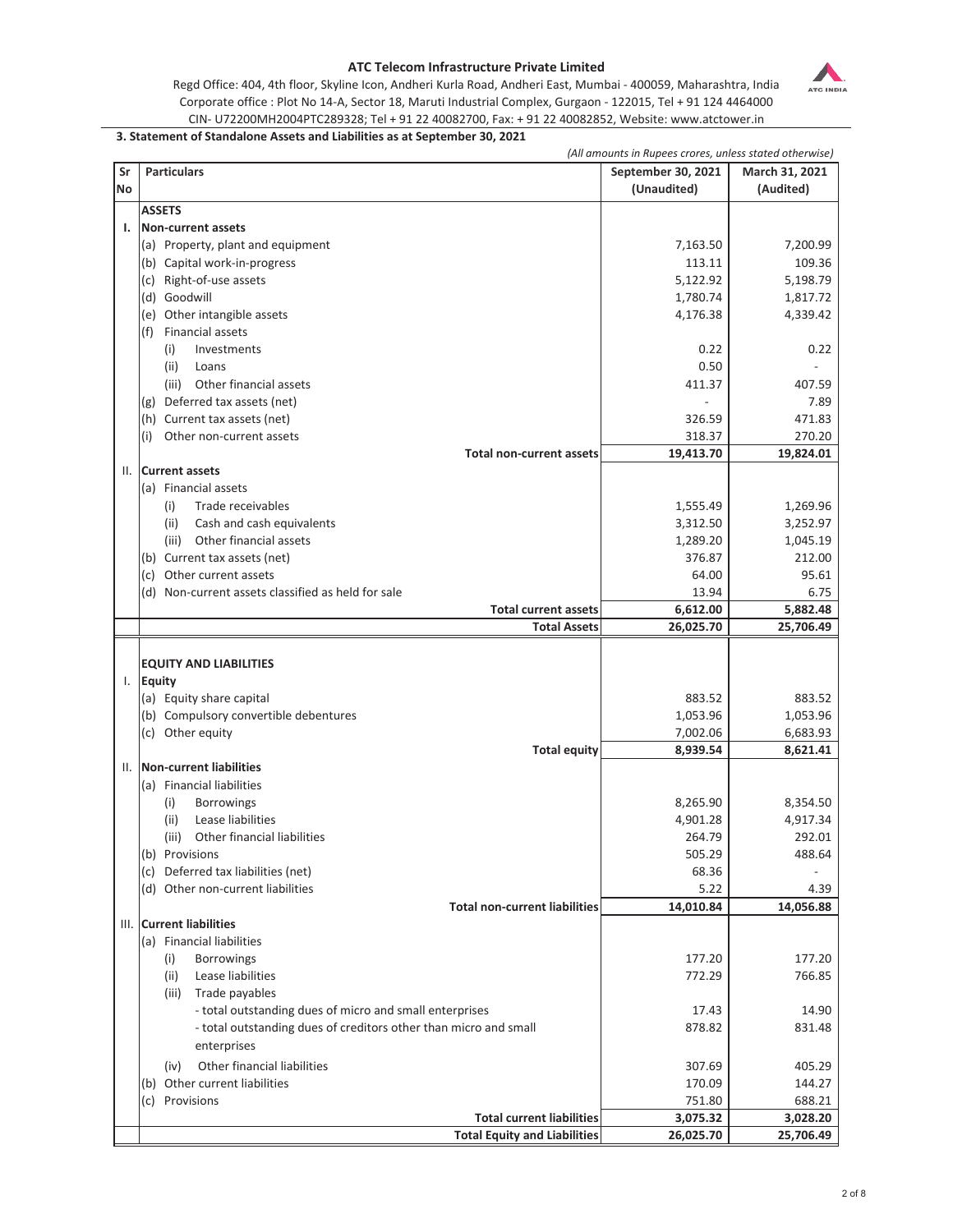**ATC Telecom Infrastructure Private Limited**

Regd Office: 404, 4th floor, Skyline Icon, Andheri Kurla Road, Andheri East, Mumbai - 400059, Maharashtra, India
Corporate office : Plot No 14-A, Sector 18, Maruti Industrial Complex, Gurgaon - 122015, Tel + 91 124 4464000
CIN- U72200MH2004PTC289328; Tel + 91 22 40082700, Fax: + 91 22 40082852, Website: www.atctower.in

### 3. Statement of Standalone Assets and Liabilities as at September 30, 2021

*(All amounts in Rupees crores, unless stated otherwise)*

| Sr No | Particulars | September 30, 2021 (Unaudited) | March 31, 2021 (Audited) |
|---|---|---|---|
| | **ASSETS** | | |
| **I.** | **Non-current assets** | | |
| | (a) Property, plant and equipment | 7,163.50 | 7,200.99 |
| | (b) Capital work-in-progress | 113.11 | 109.36 |
| | (c) Right-of-use assets | 5,122.92 | 5,198.79 |
| | (d) Goodwill | 1,780.74 | 1,817.72 |
| | (e) Other intangible assets | 4,176.38 | 4,339.42 |
| | (f) Financial assets | | |
| | (i) Investments | 0.22 | 0.22 |
| | (ii) Loans | 0.50 | - |
| | (iii) Other financial assets | 411.37 | 407.59 |
| | (g) Deferred tax assets (net) | - | 7.89 |
| | (h) Current tax assets (net) | 326.59 | 471.83 |
| | (i) Other non-current assets | 318.37 | 270.20 |
| | **Total non-current assets** | **19,413.70** | **19,824.01** |
| II. | **Current assets** | | |
| | (a) Financial assets | | |
| | (i) Trade receivables | 1,555.49 | 1,269.96 |
| | (ii) Cash and cash equivalents | 3,312.50 | 3,252.97 |
| | (iii) Other financial assets | 1,289.20 | 1,045.19 |
| | (b) Current tax assets (net) | 376.87 | 212.00 |
| | (c) Other current assets | 64.00 | 95.61 |
| | (d) Non-current assets classified as held for sale | 13.94 | 6.75 |
| | **Total current assets** | **6,612.00** | **5,882.48** |
| | **Total Assets** | **26,025.70** | **25,706.49** |
| | | | |
| | **EQUITY AND LIABILITIES** | | |
| I. | **Equity** | | |
| | (a) Equity share capital | 883.52 | 883.52 |
| | (b) Compulsory convertible debentures | 1,053.96 | 1,053.96 |
| | (c) Other equity | 7,002.06 | 6,683.93 |
| | **Total equity** | **8,939.54** | **8,621.41** |
| II. | **Non-current liabilities** | | |
| | (a) Financial liabilities | | |
| | (i) Borrowings | 8,265.90 | 8,354.50 |
| | (ii) Lease liabilities | 4,901.28 | 4,917.34 |
| | (iii) Other financial liabilities | 264.79 | 292.01 |
| | (b) Provisions | 505.29 | 488.64 |
| | (c) Deferred tax liabilities (net) | 68.36 | - |
| | (d) Other non-current liabilities | 5.22 | 4.39 |
| | **Total non-current liabilities** | **14,010.84** | **14,056.88** |
| III. | **Current liabilities** | | |
| | (a) Financial liabilities | | |
| | (i) Borrowings | 177.20 | 177.20 |
| | (ii) Lease liabilities | 772.29 | 766.85 |
| | (iii) Trade payables | | |
| | - total outstanding dues of micro and small enterprises | 17.43 | 14.90 |
| | - total outstanding dues of creditors other than micro and small enterprises | 878.82 | 831.48 |
| | (iv) Other financial liabilities | 307.69 | 405.29 |
| | (b) Other current liabilities | 170.09 | 144.27 |
| | (c) Provisions | 751.80 | 688.21 |
| | **Total current liabilities** | **3,075.32** | **3,028.20** |
| | **Total Equity and Liabilities** | **26,025.70** | **25,706.49** |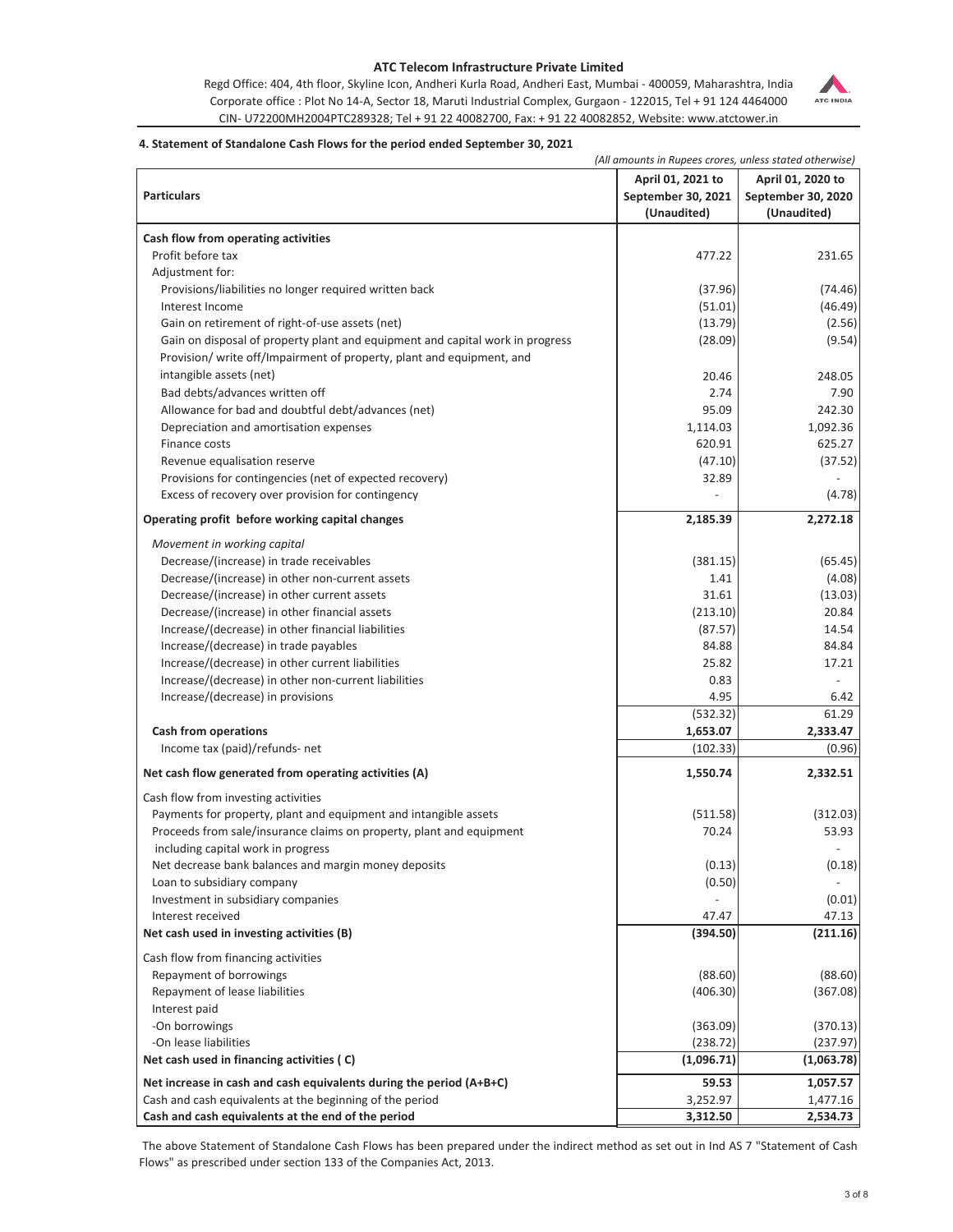**ATC Telecom Infrastructure Private Limited**

Regd Office: 404, 4th floor, Skyline Icon, Andheri Kurla Road, Andheri East, Mumbai - 400059, Maharashtra, India
Corporate office : Plot No 14-A, Sector 18, Maruti Industrial Complex, Gurgaon - 122015, Tel + 91 124 4464000
CIN- U72200MH2004PTC289328; Tel + 91 22 40082700, Fax: + 91 22 40082852, Website: www.atctower.in

## 4. Statement of Standalone Cash Flows for the period ended September 30, 2021

*(All amounts in Rupees crores, unless stated otherwise)*

| Particulars | April 01, 2021 to September 30, 2021 (Unaudited) | April 01, 2020 to September 30, 2020 (Unaudited) |
|---|---|---|
| **Cash flow from operating activities** | | |
| Profit before tax | 477.22 | 231.65 |
| Adjustment for: | | |
| Provisions/liabilities no longer required written back | (37.96) | (74.46) |
| Interest Income | (51.01) | (46.49) |
| Gain on retirement of right-of-use assets (net) | (13.79) | (2.56) |
| Gain on disposal of property plant and equipment and capital work in progress | (28.09) | (9.54) |
| Provision/ write off/Impairment of property, plant and equipment, and intangible assets (net) | 20.46 | 248.05 |
| Bad debts/advances written off | 2.74 | 7.90 |
| Allowance for bad and doubtful debt/advances (net) | 95.09 | 242.30 |
| Depreciation and amortisation expenses | 1,114.03 | 1,092.36 |
| Finance costs | 620.91 | 625.27 |
| Revenue equalisation reserve | (47.10) | (37.52) |
| Provisions for contingencies (net of expected recovery) | 32.89 | - |
| Excess of recovery over provision for contingency | - | (4.78) |
| **Operating profit before working capital changes** | **2,185.39** | **2,272.18** |
| *Movement in working capital* | | |
| Decrease/(increase) in trade receivables | (381.15) | (65.45) |
| Decrease/(increase) in other non-current assets | 1.41 | (4.08) |
| Decrease/(increase) in other current assets | 31.61 | (13.03) |
| Decrease/(increase) in other financial assets | (213.10) | 20.84 |
| Increase/(decrease) in other financial liabilities | (87.57) | 14.54 |
| Increase/(decrease) in trade payables | 84.88 | 84.84 |
| Increase/(decrease) in other current liabilities | 25.82 | 17.21 |
| Increase/(decrease) in other non-current liabilities | 0.83 | - |
| Increase/(decrease) in provisions | 4.95 | 6.42 |
| | (532.32) | 61.29 |
| **Cash from operations** | **1,653.07** | **2,333.47** |
| Income tax (paid)/refunds- net | (102.33) | (0.96) |
| **Net cash flow generated from operating activities (A)** | **1,550.74** | **2,332.51** |
| Cash flow from investing activities | | |
| Payments for property, plant and equipment and intangible assets | (511.58) | (312.03) |
| Proceeds from sale/insurance claims on property, plant and equipment including capital work in progress | 70.24 | 53.93 |
| Net decrease bank balances and margin money deposits | (0.13) | (0.18) |
| Loan to subsidiary company | (0.50) | - |
| Investment in subsidiary companies | - | (0.01) |
| Interest received | 47.47 | 47.13 |
| **Net cash used in investing activities (B)** | **(394.50)** | **(211.16)** |
| Cash flow from financing activities | | |
| Repayment of borrowings | (88.60) | (88.60) |
| Repayment of lease liabilities | (406.30) | (367.08) |
| Interest paid | | |
| -On borrowings | (363.09) | (370.13) |
| -On lease liabilities | (238.72) | (237.97) |
| **Net cash used in financing activities ( C)** | **(1,096.71)** | **(1,063.78)** |
| **Net increase in cash and cash equivalents during the period (A+B+C)** | **59.53** | **1,057.57** |
| Cash and cash equivalents at the beginning of the period | 3,252.97 | 1,477.16 |
| **Cash and cash equivalents at the end of the period** | **3,312.50** | **2,534.73** |

The above Statement of Standalone Cash Flows has been prepared under the indirect method as set out in Ind AS 7 "Statement of Cash Flows" as prescribed under section 133 of the Companies Act, 2013.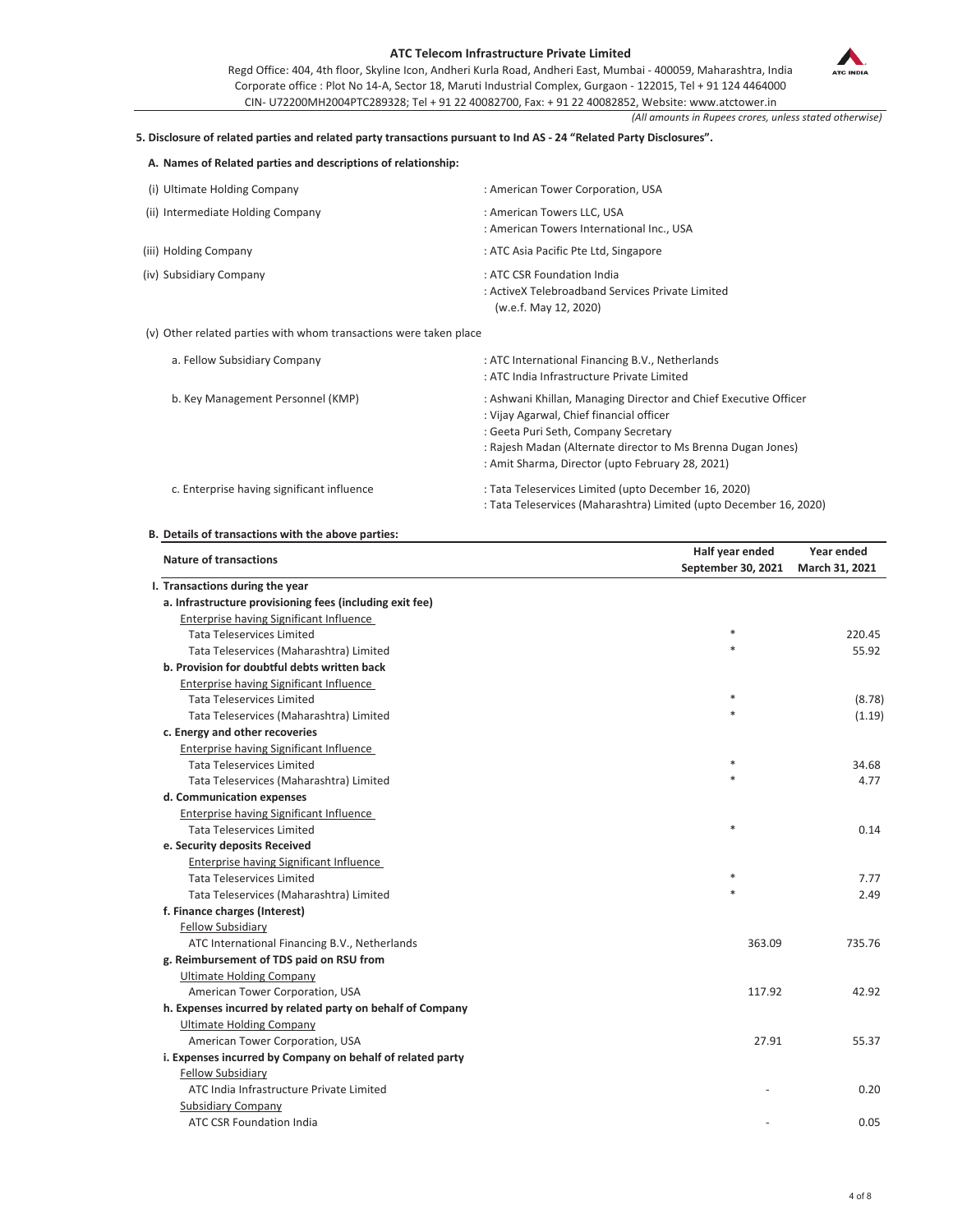*(All amounts in Rupees crores, unless stated otherwise)*

**5. Disclosure of related parties and related party transactions pursuant to Ind AS - 24 "Related Party Disclosures".**

**A. Names of Related parties and descriptions of relationship:**

| | |
|---|---|
| (i) Ultimate Holding Company | : American Tower Corporation, USA |
| (ii) Intermediate Holding Company | : American Towers LLC, USA<br>: American Towers International Inc., USA |
| (iii) Holding Company | : ATC Asia Pacific Pte Ltd, Singapore |
| (iv) Subsidiary Company | : ATC CSR Foundation India<br>: ActiveX Telebroadband Services Private Limited (w.e.f. May 12, 2020) |

(v) Other related parties with whom transactions were taken place

| | |
|---|---|
| a. Fellow Subsidiary Company | : ATC International Financing B.V., Netherlands<br>: ATC India Infrastructure Private Limited |
| b. Key Management Personnel (KMP) | : Ashwani Khillan, Managing Director and Chief Executive Officer<br>: Vijay Agarwal, Chief financial officer<br>: Geeta Puri Seth, Company Secretary<br>: Rajesh Madan (Alternate director to Ms Brenna Dugan Jones)<br>: Amit Sharma, Director (upto February 28, 2021) |
| c. Enterprise having significant influence | : Tata Teleservices Limited (upto December 16, 2020)<br>: Tata Teleservices (Maharashtra) Limited (upto December 16, 2020) |

**B. Details of transactions with the above parties:**

| Nature of transactions | Half year ended September 30, 2021 | Year ended March 31, 2021 |
|---|---|---|
| **I. Transactions during the year** | | |
| **a. Infrastructure provisioning fees (including exit fee)** | | |
| Enterprise having Significant Influence | | |
| Tata Teleservices Limited | * | 220.45 |
| Tata Teleservices (Maharashtra) Limited | * | 55.92 |
| **b. Provision for doubtful debts written back** | | |
| Enterprise having Significant Influence | | |
| Tata Teleservices Limited | * | (8.78) |
| Tata Teleservices (Maharashtra) Limited | * | (1.19) |
| **c. Energy and other recoveries** | | |
| Enterprise having Significant Influence | | |
| Tata Teleservices Limited | * | 34.68 |
| Tata Teleservices (Maharashtra) Limited | * | 4.77 |
| **d. Communication expenses** | | |
| Enterprise having Significant Influence | | |
| Tata Teleservices Limited | * | 0.14 |
| **e. Security deposits Received** | | |
| Enterprise having Significant Influence | | |
| Tata Teleservices Limited | * | 7.77 |
| Tata Teleservices (Maharashtra) Limited | * | 2.49 |
| **f. Finance charges (Interest)** | | |
| Fellow Subsidiary | | |
| ATC International Financing B.V., Netherlands | 363.09 | 735.76 |
| **g. Reimbursement of TDS paid on RSU from** | | |
| Ultimate Holding Company | | |
| American Tower Corporation, USA | 117.92 | 42.92 |
| **h. Expenses incurred by related party on behalf of Company** | | |
| Ultimate Holding Company | | |
| American Tower Corporation, USA | 27.91 | 55.37 |
| **i. Expenses incurred by Company on behalf of related party** | | |
| Fellow Subsidiary | | |
| ATC India Infrastructure Private Limited | - | 0.20 |
| Subsidiary Company | | |
| ATC CSR Foundation India | - | 0.05 |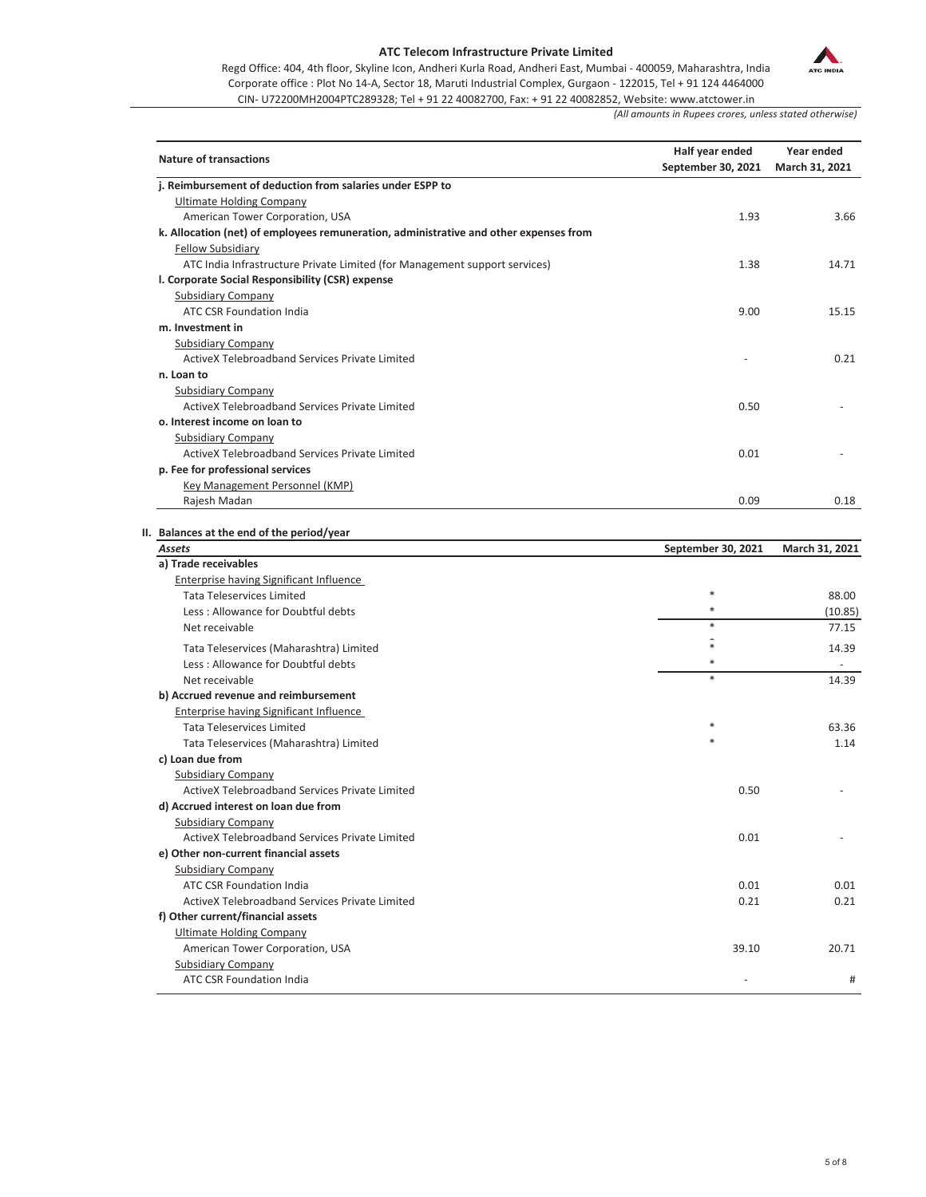# ATC Telecom Infrastructure Private Limited

Regd Office: 404, 4th floor, Skyline Icon, Andheri Kurla Road, Andheri East, Mumbai - 400059, Maharashtra, India
Corporate office : Plot No 14-A, Sector 18, Maruti Industrial Complex, Gurgaon - 122015, Tel + 91 124 4464000
CIN- U72200MH2004PTC289328; Tel + 91 22 40082700, Fax: + 91 22 40082852, Website: www.atctower.in

*(All amounts in Rupees crores, unless stated otherwise)*

| Nature of transactions | Half year ended September 30, 2021 | Year ended March 31, 2021 |
|---|---|---|
| **j. Reimbursement of deduction from salaries under ESPP to** | | |
| Ultimate Holding Company | | |
| American Tower Corporation, USA | 1.93 | 3.66 |
| **k. Allocation (net) of employees remuneration, administrative and other expenses from** | | |
| Fellow Subsidiary | | |
| ATC India Infrastructure Private Limited (for Management support services) | 1.38 | 14.71 |
| **l. Corporate Social Responsibility (CSR) expense** | | |
| Subsidiary Company | | |
| ATC CSR Foundation India | 9.00 | 15.15 |
| **m. Investment in** | | |
| Subsidiary Company | | |
| ActiveX Telebroadband Services Private Limited | - | 0.21 |
| **n. Loan to** | | |
| Subsidiary Company | | |
| ActiveX Telebroadband Services Private Limited | 0.50 | - |
| **o. Interest income on loan to** | | |
| Subsidiary Company | | |
| ActiveX Telebroadband Services Private Limited | 0.01 | - |
| **p. Fee for professional services** | | |
| Key Management Personnel (KMP) | | |
| Rajesh Madan | 0.09 | 0.18 |

**II. Balances at the end of the period/year**

| *Assets* | September 30, 2021 | March 31, 2021 |
|---|---|---|
| **a) Trade receivables** | | |
| Enterprise having Significant Influence | | |
| Tata Teleservices Limited | * | 88.00 |
| Less : Allowance for Doubtful debts | * | (10.85) |
| Net receivable | * | 77.15 |
| Tata Teleservices (Maharashtra) Limited | * | 14.39 |
| Less : Allowance for Doubtful debts | * | - |
| Net receivable | * | 14.39 |
| **b) Accrued revenue and reimbursement** | | |
| Enterprise having Significant Influence | | |
| Tata Teleservices Limited | * | 63.36 |
| Tata Teleservices (Maharashtra) Limited | * | 1.14 |
| **c) Loan due from** | | |
| Subsidiary Company | | |
| ActiveX Telebroadband Services Private Limited | 0.50 | - |
| **d) Accrued interest on loan due from** | | |
| Subsidiary Company | | |
| ActiveX Telebroadband Services Private Limited | 0.01 | - |
| **e) Other non-current financial assets** | | |
| Subsidiary Company | | |
| ATC CSR Foundation India | 0.01 | 0.01 |
| ActiveX Telebroadband Services Private Limited | 0.21 | 0.21 |
| **f) Other current/financial assets** | | |
| Ultimate Holding Company | | |
| American Tower Corporation, USA | 39.10 | 20.71 |
| Subsidiary Company | | |
| ATC CSR Foundation India | - | # |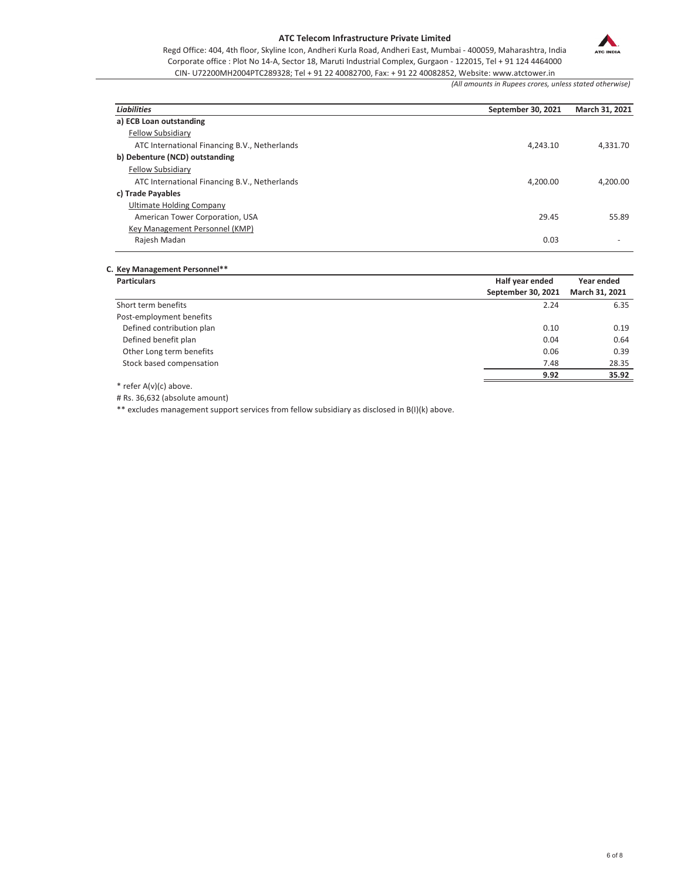(All amounts in Rupees crores, unless stated otherwise)

| *Liabilities* | September 30, 2021 | March 31, 2021 |
|---|---|---|
| **a) ECB Loan outstanding** | | |
| Fellow Subsidiary | | |
| ATC International Financing B.V., Netherlands | 4,243.10 | 4,331.70 |
| **b) Debenture (NCD) outstanding** | | |
| Fellow Subsidiary | | |
| ATC International Financing B.V., Netherlands | 4,200.00 | 4,200.00 |
| **c) Trade Payables** | | |
| Ultimate Holding Company | | |
| American Tower Corporation, USA | 29.45 | 55.89 |
| Key Management Personnel (KMP) | | |
| Rajesh Madan | 0.03 | - |

**C. Key Management Personnel****

| Particulars | Half year ended September 30, 2021 | Year ended March 31, 2021 |
|---|---|---|
| Short term benefits | 2.24 | 6.35 |
| Post-employment benefits | | |
| Defined contribution plan | 0.10 | 0.19 |
| Defined benefit plan | 0.04 | 0.64 |
| Other Long term benefits | 0.06 | 0.39 |
| Stock based compensation | 7.48 | 28.35 |
| | **9.92** | **35.92** |

* refer A(v)(c) above.

# Rs. 36,632 (absolute amount)

** excludes management support services from fellow subsidiary as disclosed in B(I)(k) above.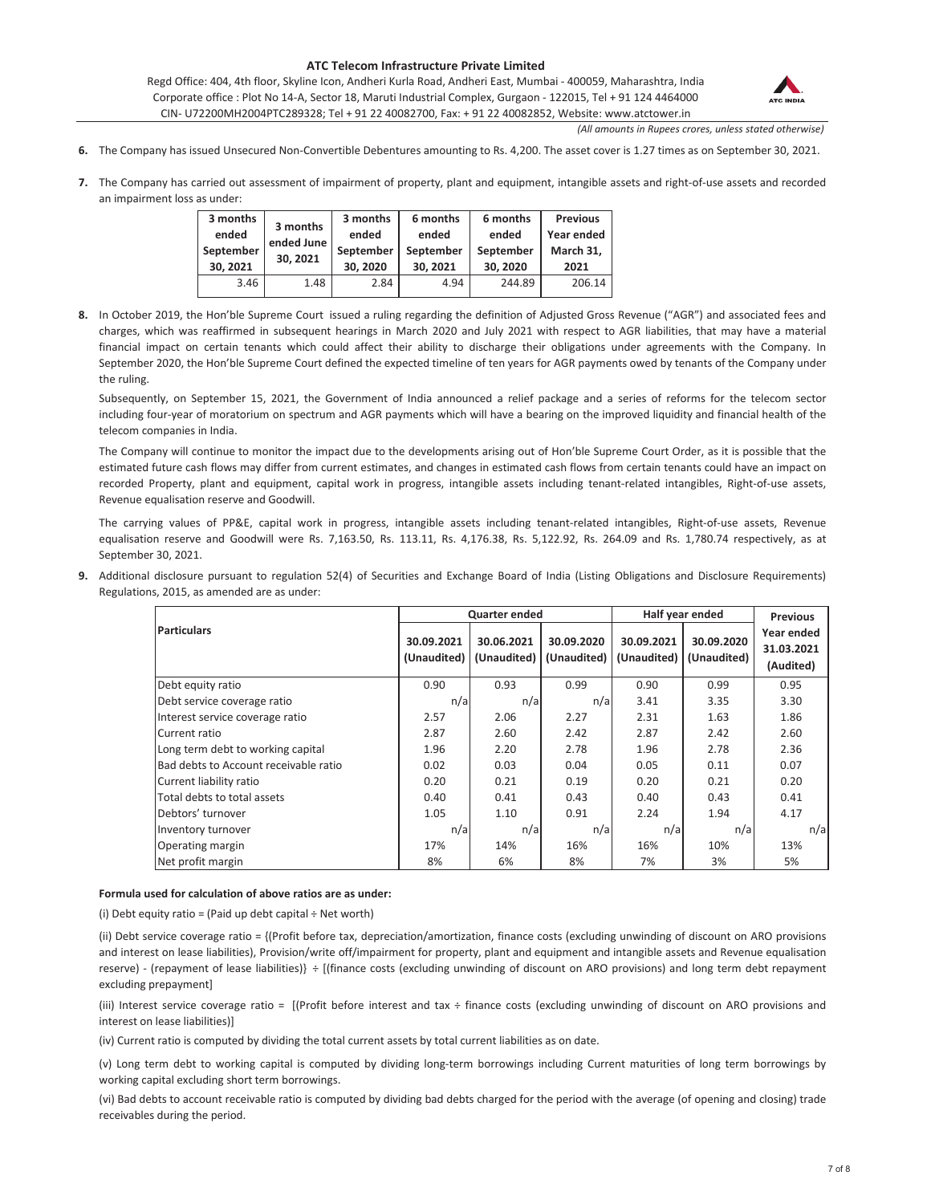6. The Company has issued Unsecured Non-Convertible Debentures amounting to Rs. 4,200. The asset cover is 1.27 times as on September 30, 2021.

7. The Company has carried out assessment of impairment of property, plant and equipment, intangible assets and right-of-use assets and recorded an impairment loss as under:

| 3 months ended September 30, 2021 | 3 months ended June 30, 2021 | 3 months ended September 30, 2020 | 6 months ended September 30, 2021 | 6 months ended September 30, 2020 | Previous Year ended March 31, 2021 |
|---|---|---|---|---|---|
| 3.46 | 1.48 | 2.84 | 4.94 | 244.89 | 206.14 |

8. In October 2019, the Hon'ble Supreme Court issued a ruling regarding the definition of Adjusted Gross Revenue ("AGR") and associated fees and charges, which was reaffirmed in subsequent hearings in March 2020 and July 2021 with respect to AGR liabilities, that may have a material financial impact on certain tenants which could affect their ability to discharge their obligations under agreements with the Company. In September 2020, the Hon'ble Supreme Court defined the expected timeline of ten years for AGR payments owed by tenants of the Company under the ruling.

   Subsequently, on September 15, 2021, the Government of India announced a relief package and a series of reforms for the telecom sector including four-year of moratorium on spectrum and AGR payments which will have a bearing on the improved liquidity and financial health of the telecom companies in India.

   The Company will continue to monitor the impact due to the developments arising out of Hon'ble Supreme Court Order, as it is possible that the estimated future cash flows may differ from current estimates, and changes in estimated cash flows from certain tenants could have an impact on recorded Property, plant and equipment, capital work in progress, intangible assets including tenant-related intangibles, Right-of-use assets, Revenue equalisation reserve and Goodwill.

   The carrying values of PP&E, capital work in progress, intangible assets including tenant-related intangibles, Right-of-use assets, Revenue equalisation reserve and Goodwill were Rs. 7,163.50, Rs. 113.11, Rs. 4,176.38, Rs. 5,122.92, Rs. 264.09 and Rs. 1,780.74 respectively, as at September 30, 2021.

9. Additional disclosure pursuant to regulation 52(4) of Securities and Exchange Board of India (Listing Obligations and Disclosure Requirements) Regulations, 2015, as amended are as under:

| Particulars | Quarter ended | | | Half year ended | | Previous |
|---|---|---|---|---|---|---|
| | 30.09.2021 (Unaudited) | 30.06.2021 (Unaudited) | 30.09.2020 (Unaudited) | 30.09.2021 (Unaudited) | 30.09.2020 (Unaudited) | Year ended 31.03.2021 (Audited) |
| Debt equity ratio | 0.90 | 0.93 | 0.99 | 0.90 | 0.99 | 0.95 |
| Debt service coverage ratio | n/a | n/a | n/a | 3.41 | 3.35 | 3.30 |
| Interest service coverage ratio | 2.57 | 2.06 | 2.27 | 2.31 | 1.63 | 1.86 |
| Current ratio | 2.87 | 2.60 | 2.42 | 2.87 | 2.42 | 2.60 |
| Long term debt to working capital | 1.96 | 2.20 | 2.78 | 1.96 | 2.78 | 2.36 |
| Bad debts to Account receivable ratio | 0.02 | 0.03 | 0.04 | 0.05 | 0.11 | 0.07 |
| Current liability ratio | 0.20 | 0.21 | 0.19 | 0.20 | 0.21 | 0.20 |
| Total debts to total assets | 0.40 | 0.41 | 0.43 | 0.40 | 0.43 | 0.41 |
| Debtors' turnover | 1.05 | 1.10 | 0.91 | 2.24 | 1.94 | 4.17 |
| Inventory turnover | n/a | n/a | n/a | n/a | n/a | n/a |
| Operating margin | 17% | 14% | 16% | 16% | 10% | 13% |
| Net profit margin | 8% | 6% | 8% | 7% | 3% | 5% |

**Formula used for calculation of above ratios are as under:**

(i) Debt equity ratio = (Paid up debt capital ÷ Net worth)

(ii) Debt service coverage ratio = {(Profit before tax, depreciation/amortization, finance costs (excluding unwinding of discount on ARO provisions and interest on lease liabilities), Provision/write off/impairment for property, plant and equipment and intangible assets and Revenue equalisation reserve) - (repayment of lease liabilities)} ÷ [(finance costs (excluding unwinding of discount on ARO provisions) and long term debt repayment excluding prepayment]

(iii) Interest service coverage ratio = [(Profit before interest and tax ÷ finance costs (excluding unwinding of discount on ARO provisions and interest on lease liabilities)]

(iv) Current ratio is computed by dividing the total current assets by total current liabilities as on date.

(v) Long term debt to working capital is computed by dividing long-term borrowings including Current maturities of long term borrowings by working capital excluding short term borrowings.

(vi) Bad debts to account receivable ratio is computed by dividing bad debts charged for the period with the average (of opening and closing) trade receivables during the period.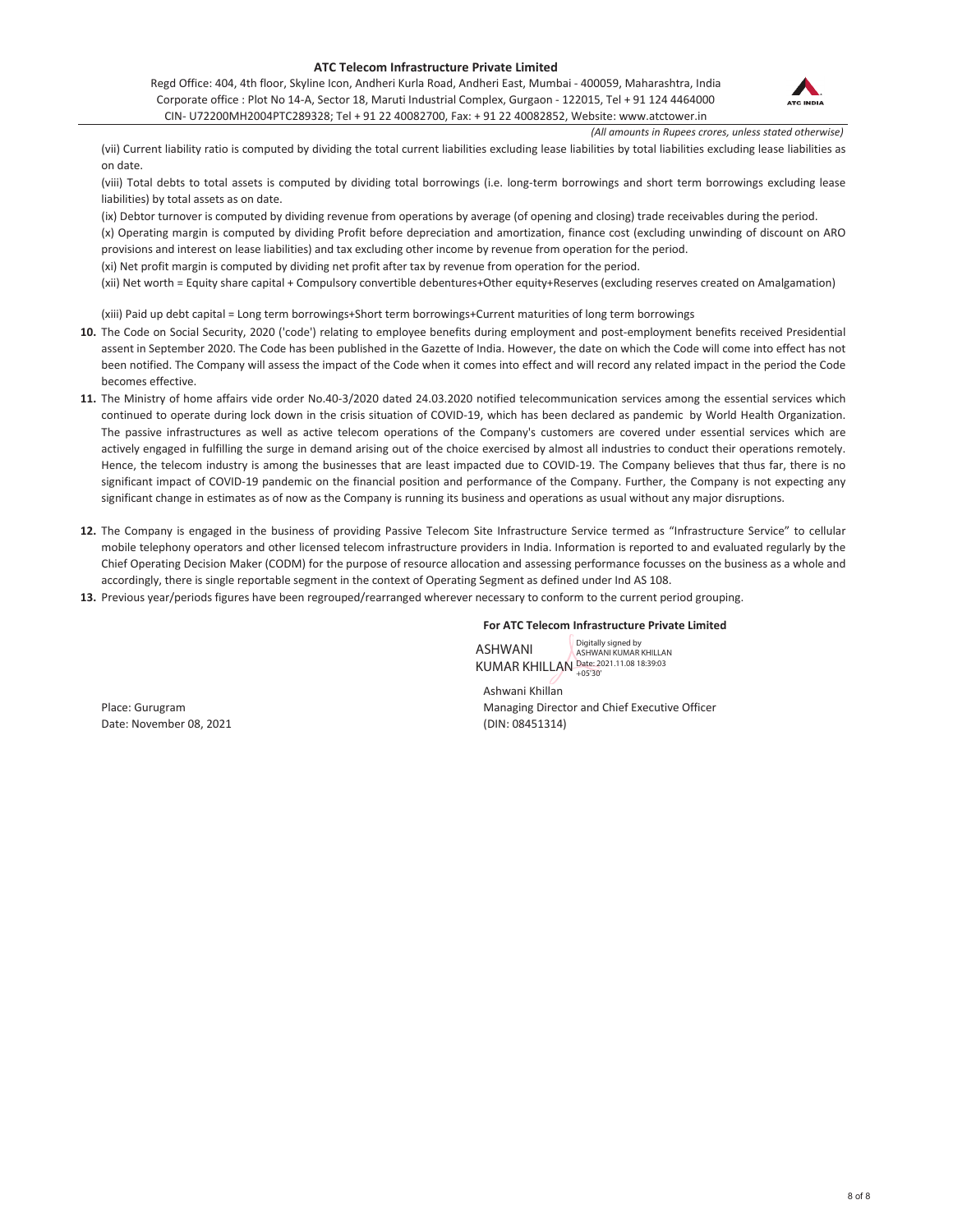(vii) Current liability ratio is computed by dividing the total current liabilities excluding lease liabilities by total liabilities excluding lease liabilities as on date.

(viii) Total debts to total assets is computed by dividing total borrowings (i.e. long-term borrowings and short term borrowings excluding lease liabilities) by total assets as on date.

(ix) Debtor turnover is computed by dividing revenue from operations by average (of opening and closing) trade receivables during the period.

(x) Operating margin is computed by dividing Profit before depreciation and amortization, finance cost (excluding unwinding of discount on ARO provisions and interest on lease liabilities) and tax excluding other income by revenue from operation for the period.

(xi) Net profit margin is computed by dividing net profit after tax by revenue from operation for the period.

(xii) Net worth = Equity share capital + Compulsory convertible debentures+Other equity+Reserves (excluding reserves created on Amalgamation)

(xiii) Paid up debt capital = Long term borrowings+Short term borrowings+Current maturities of long term borrowings

**10.** The Code on Social Security, 2020 ('code') relating to employee benefits during employment and post-employment benefits received Presidential assent in September 2020. The Code has been published in the Gazette of India. However, the date on which the Code will come into effect has not been notified. The Company will assess the impact of the Code when it comes into effect and will record any related impact in the period the Code becomes effective.

**11.** The Ministry of home affairs vide order No.40-3/2020 dated 24.03.2020 notified telecommunication services among the essential services which continued to operate during lock down in the crisis situation of COVID-19, which has been declared as pandemic by World Health Organization. The passive infrastructures as well as active telecom operations of the Company's customers are covered under essential services which are actively engaged in fulfilling the surge in demand arising out of the choice exercised by almost all industries to conduct their operations remotely. Hence, the telecom industry is among the businesses that are least impacted due to COVID-19. The Company believes that thus far, there is no significant impact of COVID-19 pandemic on the financial position and performance of the Company. Further, the Company is not expecting any significant change in estimates as of now as the Company is running its business and operations as usual without any major disruptions.

**12.** The Company is engaged in the business of providing Passive Telecom Site Infrastructure Service termed as "Infrastructure Service" to cellular mobile telephony operators and other licensed telecom infrastructure providers in India. Information is reported to and evaluated regularly by the Chief Operating Decision Maker (CODM) for the purpose of resource allocation and assessing performance focusses on the business as a whole and accordingly, there is single reportable segment in the context of Operating Segment as defined under Ind AS 108.

**13.** Previous year/periods figures have been regrouped/rearranged wherever necessary to conform to the current period grouping.

**For ATC Telecom Infrastructure Private Limited**

ASHWANI KUMAR KHILLAN
Digitally signed by ASHWANI KUMAR KHILLAN
Date: 2021.11.08 18:39:03 +05'30'

Ashwani Khillan
Managing Director and Chief Executive Officer
(DIN: 08451314)

Place: Gurugram
Date: November 08, 2021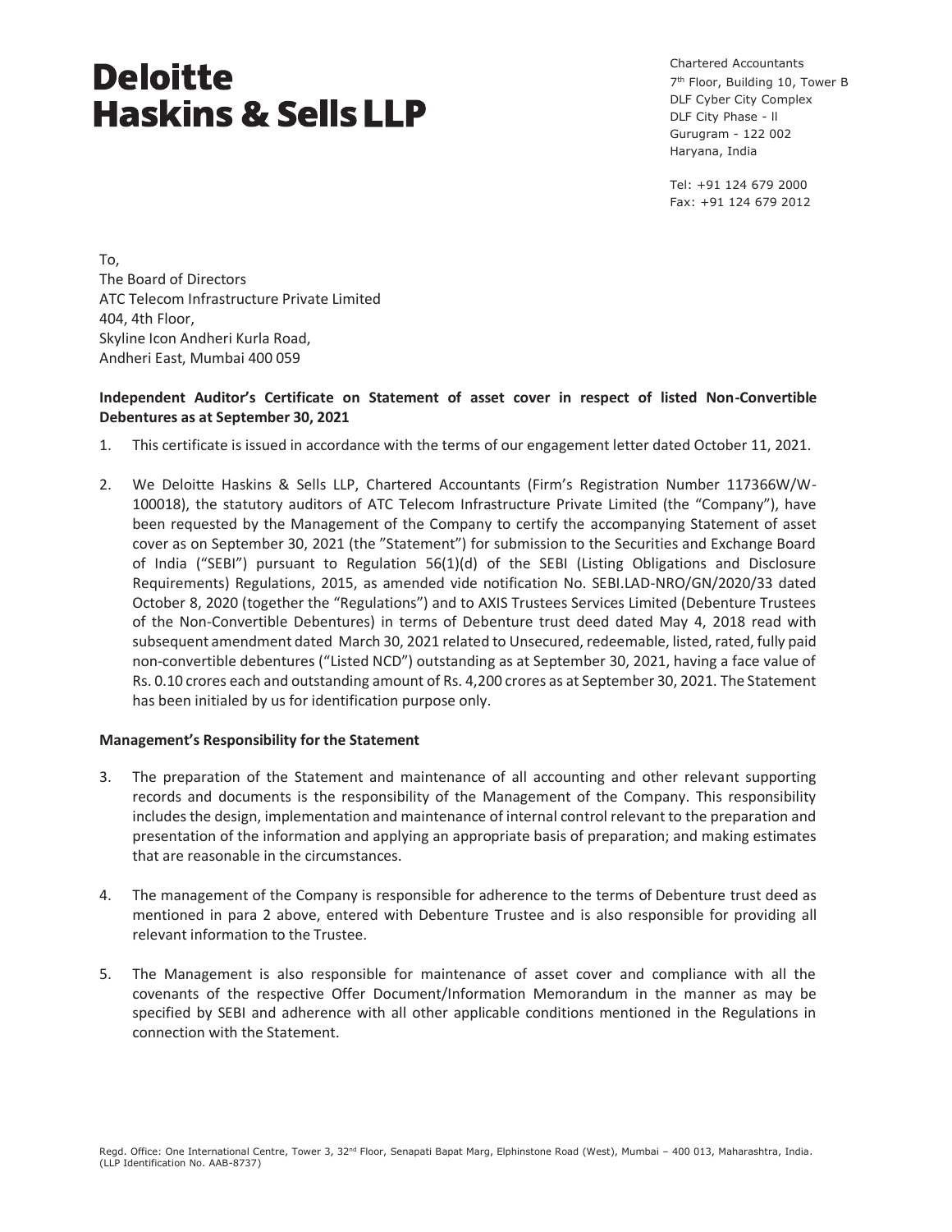# Deloitte Haskins & Sells LLP

Chartered Accountants
7th Floor, Building 10, Tower B
DLF Cyber City Complex
DLF City Phase - ll
Gurugram - 122 002
Haryana, India

Tel: +91 124 679 2000
Fax: +91 124 679 2012

To,
The Board of Directors
ATC Telecom Infrastructure Private Limited
404, 4th Floor,
Skyline Icon Andheri Kurla Road,
Andheri East, Mumbai 400 059

**Independent Auditor's Certificate on Statement of asset cover in respect of listed Non-Convertible Debentures as at September 30, 2021**

1. This certificate is issued in accordance with the terms of our engagement letter dated October 11, 2021.

2. We Deloitte Haskins & Sells LLP, Chartered Accountants (Firm's Registration Number 117366W/W-100018), the statutory auditors of ATC Telecom Infrastructure Private Limited (the "Company"), have been requested by the Management of the Company to certify the accompanying Statement of asset cover as on September 30, 2021 (the "Statement") for submission to the Securities and Exchange Board of India ("SEBI") pursuant to Regulation 56(1)(d) of the SEBI (Listing Obligations and Disclosure Requirements) Regulations, 2015, as amended vide notification No. SEBI.LAD-NRO/GN/2020/33 dated October 8, 2020 (together the "Regulations") and to AXIS Trustees Services Limited (Debenture Trustees of the Non-Convertible Debentures) in terms of Debenture trust deed dated May 4, 2018 read with subsequent amendment dated March 30, 2021 related to Unsecured, redeemable, listed, rated, fully paid non-convertible debentures ("Listed NCD") outstanding as at September 30, 2021, having a face value of Rs. 0.10 crores each and outstanding amount of Rs. 4,200 crores as at September 30, 2021. The Statement has been initialed by us for identification purpose only.

**Management's Responsibility for the Statement**

3. The preparation of the Statement and maintenance of all accounting and other relevant supporting records and documents is the responsibility of the Management of the Company. This responsibility includes the design, implementation and maintenance of internal control relevant to the preparation and presentation of the information and applying an appropriate basis of preparation; and making estimates that are reasonable in the circumstances.

4. The management of the Company is responsible for adherence to the terms of Debenture trust deed as mentioned in para 2 above, entered with Debenture Trustee and is also responsible for providing all relevant information to the Trustee.

5. The Management is also responsible for maintenance of asset cover and compliance with all the covenants of the respective Offer Document/Information Memorandum in the manner as may be specified by SEBI and adherence with all other applicable conditions mentioned in the Regulations in connection with the Statement.

Regd. Office: One International Centre, Tower 3, 32nd Floor, Senapati Bapat Marg, Elphinstone Road (West), Mumbai – 400 013, Maharashtra, India. (LLP Identification No. AAB-8737)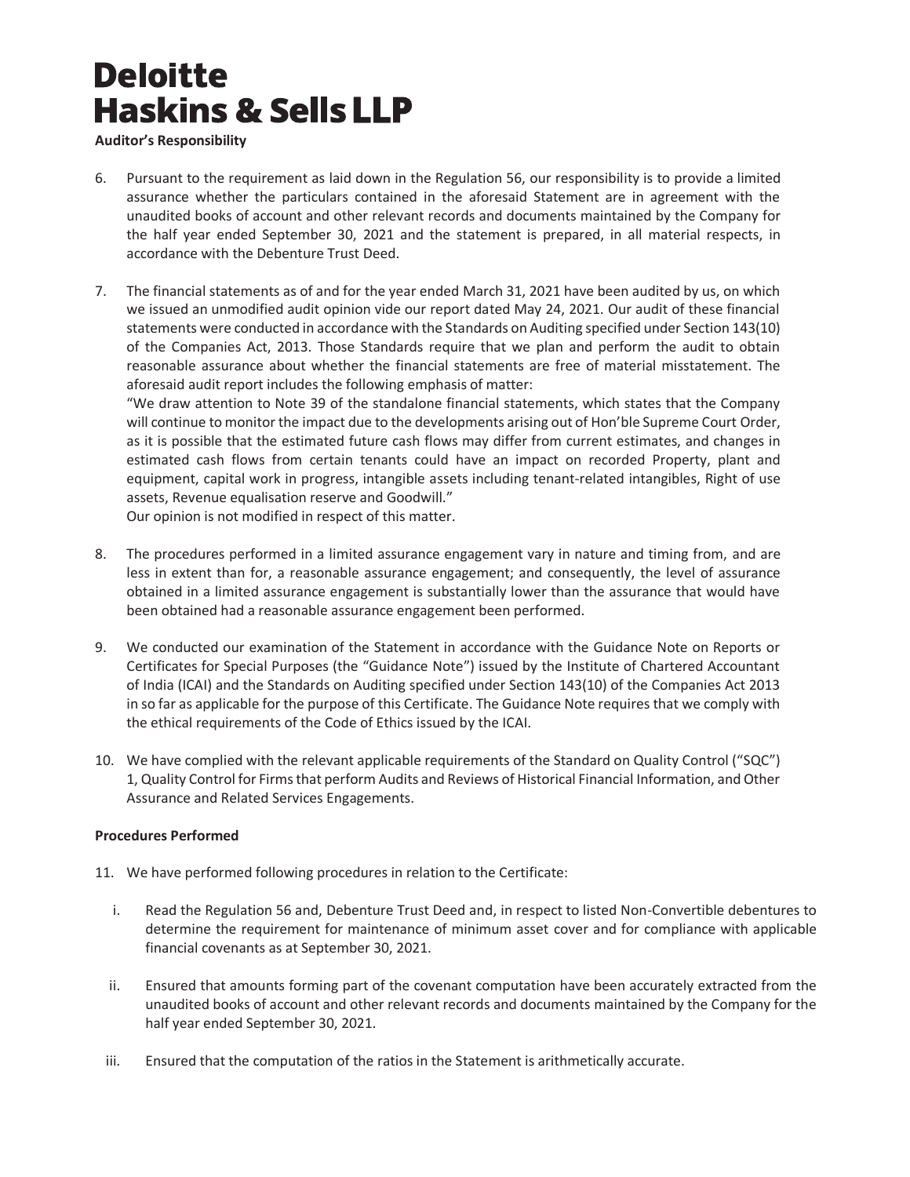**Deloitte Haskins & Sells LLP**

**Auditor's Responsibility**

6. Pursuant to the requirement as laid down in the Regulation 56, our responsibility is to provide a limited assurance whether the particulars contained in the aforesaid Statement are in agreement with the unaudited books of account and other relevant records and documents maintained by the Company for the half year ended September 30, 2021 and the statement is prepared, in all material respects, in accordance with the Debenture Trust Deed.

7. The financial statements as of and for the year ended March 31, 2021 have been audited by us, on which we issued an unmodified audit opinion vide our report dated May 24, 2021. Our audit of these financial statements were conducted in accordance with the Standards on Auditing specified under Section 143(10) of the Companies Act, 2013. Those Standards require that we plan and perform the audit to obtain reasonable assurance about whether the financial statements are free of material misstatement. The aforesaid audit report includes the following emphasis of matter:
   "We draw attention to Note 39 of the standalone financial statements, which states that the Company will continue to monitor the impact due to the developments arising out of Hon'ble Supreme Court Order, as it is possible that the estimated future cash flows may differ from current estimates, and changes in estimated cash flows from certain tenants could have an impact on recorded Property, plant and equipment, capital work in progress, intangible assets including tenant-related intangibles, Right of use assets, Revenue equalisation reserve and Goodwill."
   Our opinion is not modified in respect of this matter.

8. The procedures performed in a limited assurance engagement vary in nature and timing from, and are less in extent than for, a reasonable assurance engagement; and consequently, the level of assurance obtained in a limited assurance engagement is substantially lower than the assurance that would have been obtained had a reasonable assurance engagement been performed.

9. We conducted our examination of the Statement in accordance with the Guidance Note on Reports or Certificates for Special Purposes (the "Guidance Note") issued by the Institute of Chartered Accountant of India (ICAI) and the Standards on Auditing specified under Section 143(10) of the Companies Act 2013 in so far as applicable for the purpose of this Certificate. The Guidance Note requires that we comply with the ethical requirements of the Code of Ethics issued by the ICAI.

10. We have complied with the relevant applicable requirements of the Standard on Quality Control ("SQC") 1, Quality Control for Firms that perform Audits and Reviews of Historical Financial Information, and Other Assurance and Related Services Engagements.

**Procedures Performed**

11. We have performed following procedures in relation to the Certificate:

    i. Read the Regulation 56 and, Debenture Trust Deed and, in respect to listed Non-Convertible debentures to determine the requirement for maintenance of minimum asset cover and for compliance with applicable financial covenants as at September 30, 2021.

    ii. Ensured that amounts forming part of the covenant computation have been accurately extracted from the unaudited books of account and other relevant records and documents maintained by the Company for the half year ended September 30, 2021.

    iii. Ensured that the computation of the ratios in the Statement is arithmetically accurate.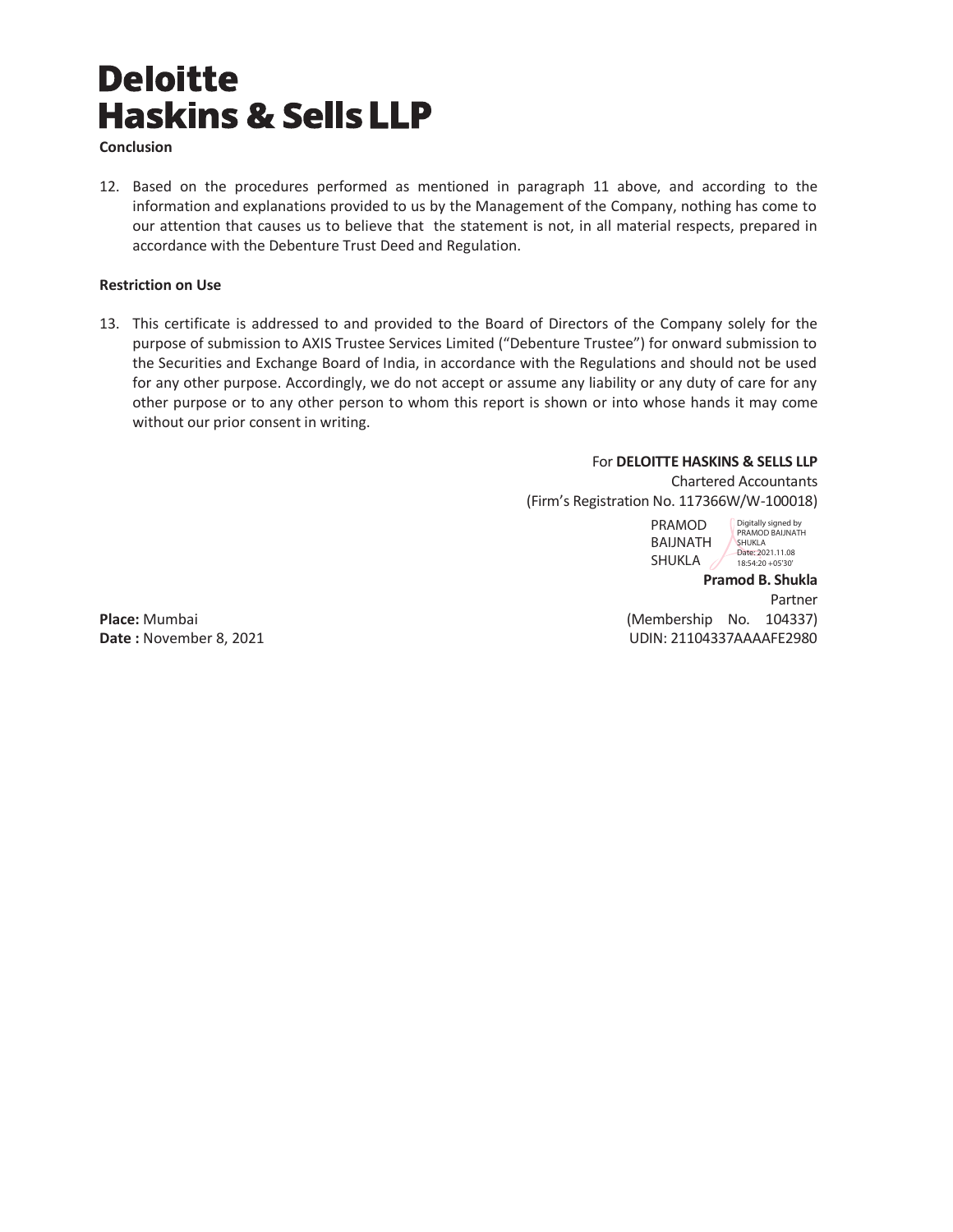**Deloitte Haskins & Sells LLP**

**Conclusion**

12. Based on the procedures performed as mentioned in paragraph 11 above, and according to the information and explanations provided to us by the Management of the Company, nothing has come to our attention that causes us to believe that the statement is not, in all material respects, prepared in accordance with the Debenture Trust Deed and Regulation.

**Restriction on Use**

13. This certificate is addressed to and provided to the Board of Directors of the Company solely for the purpose of submission to AXIS Trustee Services Limited ("Debenture Trustee") for onward submission to the Securities and Exchange Board of India, in accordance with the Regulations and should not be used for any other purpose. Accordingly, we do not accept or assume any liability or any duty of care for any other purpose or to any other person to whom this report is shown or into whose hands it may come without our prior consent in writing.

For **DELOITTE HASKINS & SELLS LLP**
Chartered Accountants
(Firm's Registration No. 117366W/W-100018)

PRAMOD BAIJNATH SHUKLA
Digitally signed by PRAMOD BAIJNATH SHUKLA
Date: 2021.11.08 18:54:20 +05'30'

**Pramod B. Shukla**
Partner
(Membership No. 104337)
UDIN: 21104337AAAAFE2980

**Place:** Mumbai
**Date :** November 8, 2021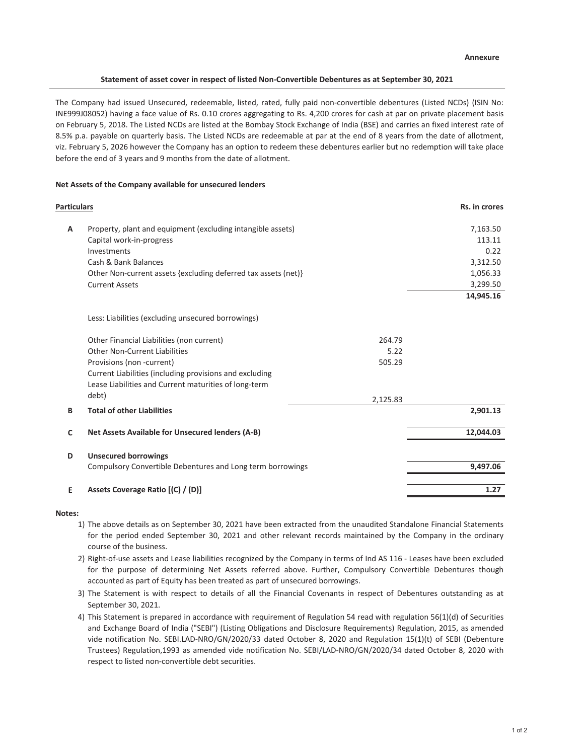**Annexure**

**Statement of asset cover in respect of listed Non-Convertible Debentures as at September 30, 2021**

The Company had issued Unsecured, redeemable, listed, rated, fully paid non-convertible debentures (Listed NCDs) (ISIN No: INE999J08052) having a face value of Rs. 0.10 crores aggregating to Rs. 4,200 crores for cash at par on private placement basis on February 5, 2018. The Listed NCDs are listed at the Bombay Stock Exchange of India (BSE) and carries an fixed interest rate of 8.5% p.a. payable on quarterly basis. The Listed NCDs are redeemable at par at the end of 8 years from the date of allotment, viz. February 5, 2026 however the Company has an option to redeem these debentures earlier but no redemption will take place before the end of 3 years and 9 months from the date of allotment.

**Net Assets of the Company available for unsecured lenders**

| **Particulars** | | | **Rs. in crores** |
|---|---|---|---|
| **A** | Property, plant and equipment (excluding intangible assets) | | 7,163.50 |
| | Capital work-in-progress | | 113.11 |
| | Investments | | 0.22 |
| | Cash & Bank Balances | | 3,312.50 |
| | Other Non-current assets {excluding deferred tax assets (net)} | | 1,056.33 |
| | Current Assets | | 3,299.50 |
| | | | **14,945.16** |
| | Less: Liabilities (excluding unsecured borrowings) | | |
| | Other Financial Liabilities (non current) | 264.79 | |
| | Other Non-Current Liabilities | 5.22 | |
| | Provisions (non -current) | 505.29 | |
| | Current Liabilities (including provisions and excluding Lease Liabilities and Current maturities of long-term debt) | 2,125.83 | |
| **B** | **Total of other Liabilities** | | **2,901.13** |
| **C** | **Net Assets Available for Unsecured lenders (A-B)** | | **12,044.03** |
| **D** | **Unsecured borrowings** | | |
| | Compulsory Convertible Debentures and Long term borrowings | | **9,497.06** |
| **E** | **Assets Coverage Ratio [(C) / (D)]** | | **1.27** |

**Notes:**

1) The above details as on September 30, 2021 have been extracted from the unaudited Standalone Financial Statements for the period ended September 30, 2021 and other relevant records maintained by the Company in the ordinary course of the business.
2) Right-of-use assets and Lease liabilities recognized by the Company in terms of Ind AS 116 - Leases have been excluded for the purpose of determining Net Assets referred above. Further, Compulsory Convertible Debentures though accounted as part of Equity has been treated as part of unsecured borrowings.
3) The Statement is with respect to details of all the Financial Covenants in respect of Debentures outstanding as at September 30, 2021.
4) This Statement is prepared in accordance with requirement of Regulation 54 read with regulation 56(1)(d) of Securities and Exchange Board of India ("SEBI") (Listing Obligations and Disclosure Requirements) Regulation, 2015, as amended vide notification No. SEBI.LAD-NRO/GN/2020/33 dated October 8, 2020 and Regulation 15(1)(t) of SEBI (Debenture Trustees) Regulation,1993 as amended vide notification No. SEBI/LAD-NRO/GN/2020/34 dated October 8, 2020 with respect to listed non-convertible debt securities.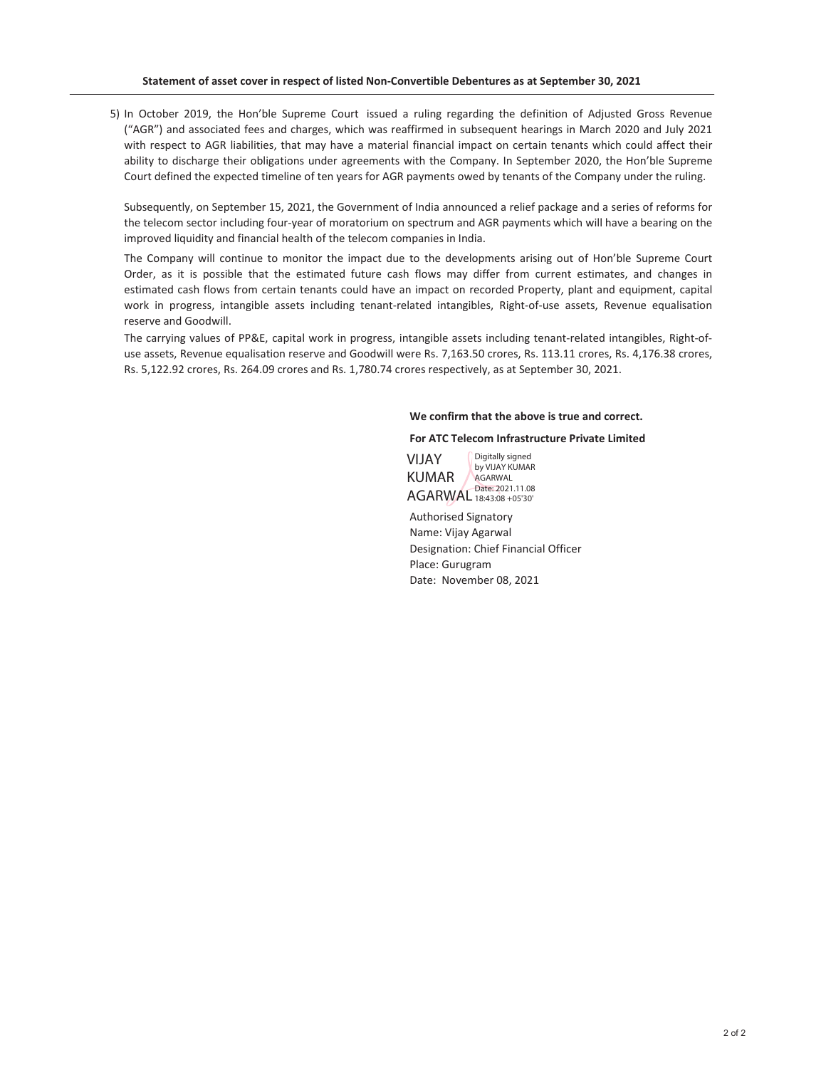**Statement of asset cover in respect of listed Non-Convertible Debentures as at September 30, 2021**

5) In October 2019, the Hon'ble Supreme Court issued a ruling regarding the definition of Adjusted Gross Revenue ("AGR") and associated fees and charges, which was reaffirmed in subsequent hearings in March 2020 and July 2021 with respect to AGR liabilities, that may have a material financial impact on certain tenants which could affect their ability to discharge their obligations under agreements with the Company. In September 2020, the Hon'ble Supreme Court defined the expected timeline of ten years for AGR payments owed by tenants of the Company under the ruling.

   Subsequently, on September 15, 2021, the Government of India announced a relief package and a series of reforms for the telecom sector including four-year of moratorium on spectrum and AGR payments which will have a bearing on the improved liquidity and financial health of the telecom companies in India.

   The Company will continue to monitor the impact due to the developments arising out of Hon'ble Supreme Court Order, as it is possible that the estimated future cash flows may differ from current estimates, and changes in estimated cash flows from certain tenants could have an impact on recorded Property, plant and equipment, capital work in progress, intangible assets including tenant-related intangibles, Right-of-use assets, Revenue equalisation reserve and Goodwill.

   The carrying values of PP&E, capital work in progress, intangible assets including tenant-related intangibles, Right-of-use assets, Revenue equalisation reserve and Goodwill were Rs. 7,163.50 crores, Rs. 113.11 crores, Rs. 4,176.38 crores, Rs. 5,122.92 crores, Rs. 264.09 crores and Rs. 1,780.74 crores respectively, as at September 30, 2021.

**We confirm that the above is true and correct.**

**For ATC Telecom Infrastructure Private Limited**

VIJAY KUMAR AGARWAL
Digitally signed by VIJAY KUMAR AGARWAL
Date: 2021.11.08 18:43:08 +05'30'

Authorised Signatory
Name: Vijay Agarwal
Designation: Chief Financial Officer
Place: Gurugram
Date: November 08, 2021